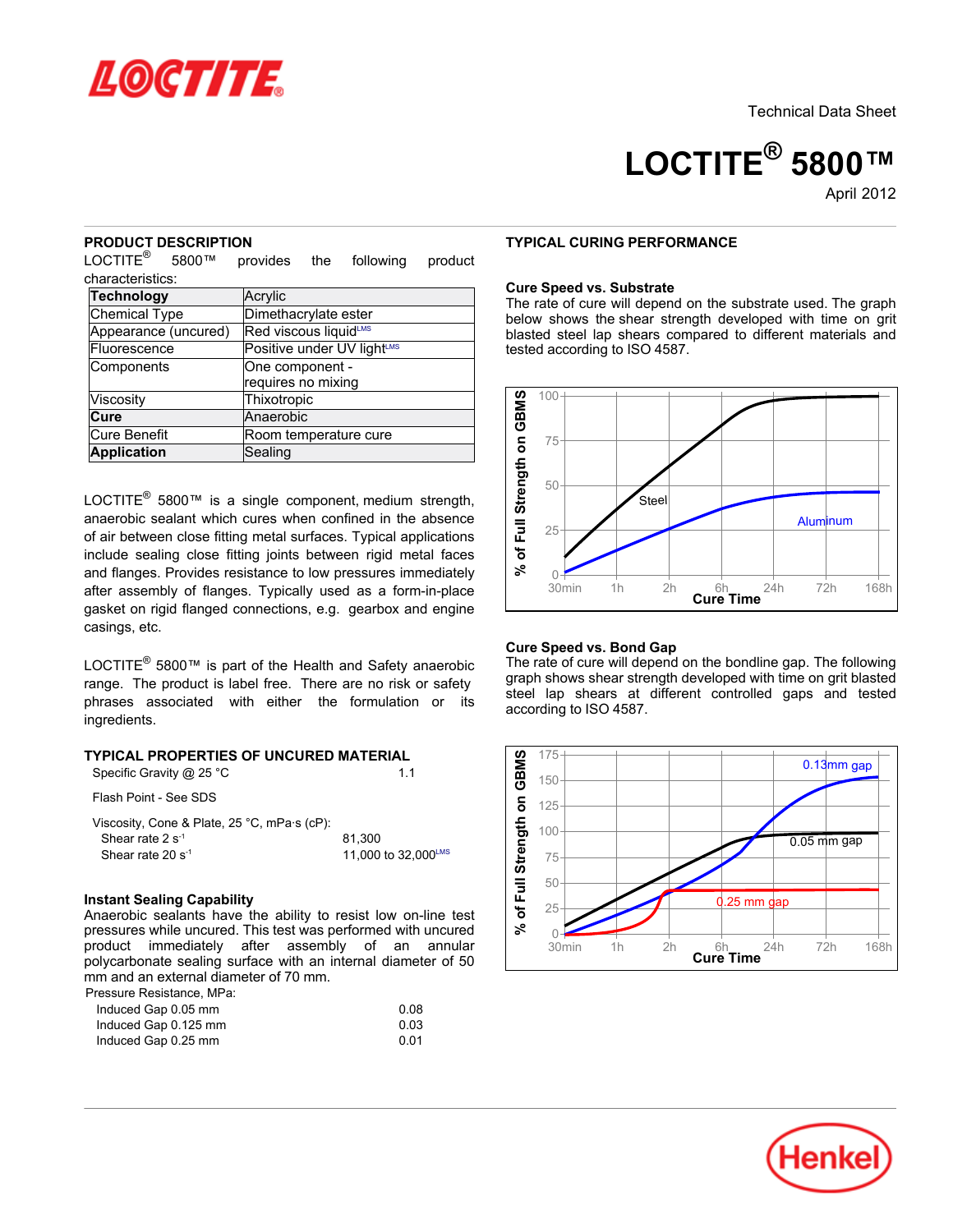Technical Data Sheet

# LOCTITE® 5800™

April 2012

## PRODUCT DESCRIPTION

LOCTITE® 5800™ provides the following product characteristics:

| | |
|---|---|
| **Technology** | Acrylic |
| Chemical Type | Dimethacrylate ester |
| Appearance (uncured) | Red viscous liquid[LMS] |
| Fluorescence | Positive under UV light[LMS] |
| Components | One component - requires no mixing |
| Viscosity | Thixotropic |
| **Cure** | Anaerobic |
| Cure Benefit | Room temperature cure |
| **Application** | Sealing |

LOCTITE® 5800™ is a single component, medium strength, anaerobic sealant which cures when confined in the absence of air between close fitting metal surfaces. Typical applications include sealing close fitting joints between rigid metal faces and flanges. Provides resistance to low pressures immediately after assembly of flanges. Typically used as a form-in-place gasket on rigid flanged connections, e.g. gearbox and engine casings, etc.

LOCTITE® 5800™ is part of the Health and Safety anaerobic range. The product is label free. There are no risk or safety phrases associated with either the formulation or its ingredients.

## TYPICAL PROPERTIES OF UNCURED MATERIAL

Specific Gravity @ 25 °C 1.1

Flash Point - See SDS

Viscosity, Cone & Plate, 25 °C, mPa·s (cP):

| | |
|---|---|
| Shear rate 2 $s^{-1}$ | 81,300 |
| Shear rate 20 $s^{-1}$ | 11,000 to 32,000[LMS] |

### Instant Sealing Capability

Anaerobic sealants have the ability to resist low on-line test pressures while uncured. This test was performed with uncured product immediately after assembly of an annular polycarbonate sealing surface with an internal diameter of 50 mm and an external diameter of 70 mm.

Pressure Resistance, MPa:

| | |
|---|---|
| Induced Gap 0.05 mm | 0.08 |
| Induced Gap 0.125 mm | 0.03 |
| Induced Gap 0.25 mm | 0.01 |

## TYPICAL CURING PERFORMANCE

### Cure Speed vs. Substrate

The rate of cure will depend on the substrate used. The graph below shows the shear strength developed with time on grit blasted steel lap shears compared to different materials and tested according to ISO 4587.

### Cure Speed vs. Bond Gap

The rate of cure will depend on the bondline gap. The following graph shows shear strength developed with time on grit blasted steel lap shears at different controlled gaps and tested according to ISO 4587.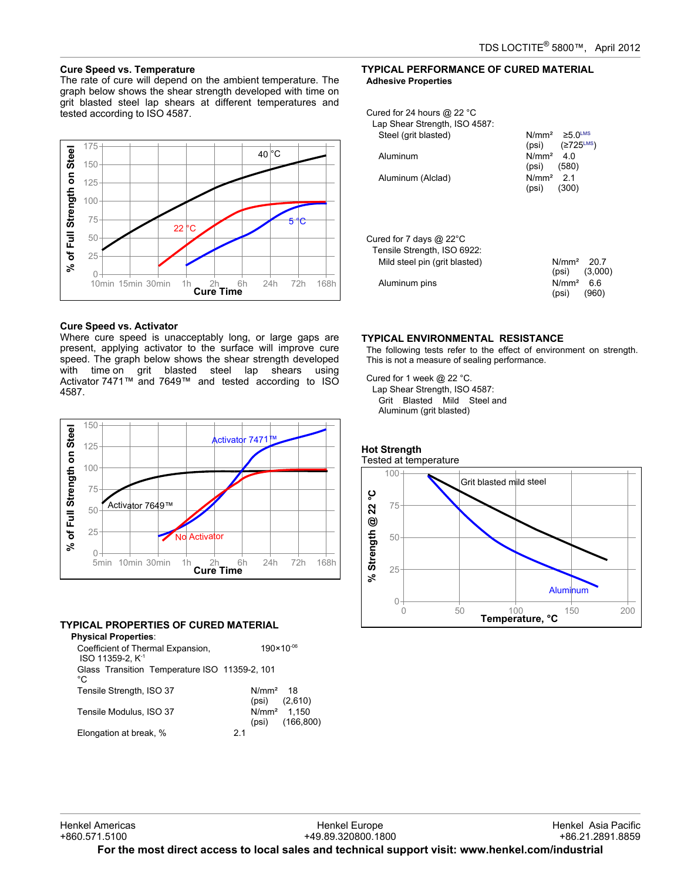## Cure Speed vs. Temperature

The rate of cure will depend on the ambient temperature. The graph below shows the shear strength developed with time on grit blasted steel lap shears at different temperatures and tested according to ISO 4587.

## Cure Speed vs. Activator

Where cure speed is unacceptably long, or large gaps are present, applying activator to the surface will improve cure speed. The graph below shows the shear strength developed with time on grit blasted steel lap shears using Activator 7471™ and 7649™ and tested according to ISO 4587.

## TYPICAL PROPERTIES OF CURED MATERIAL

**Physical Properties**:

| Property | | |
|---|---|---|
| Coefficient of Thermal Expansion, ISO 11359-2, $K^{-1}$ | | $190×10^{-06}$ |
| Glass Transition Temperature ISO 11359-2, °C | | 101 |
| Tensile Strength, ISO 37 | N/mm² | 18 |
| | (psi) | (2,610) |
| Tensile Modulus, ISO 37 | N/mm² | 1,150 |
| | (psi) | (166,800) |
| Elongation at break, % | | 2.1 |

## TYPICAL PERFORMANCE OF CURED MATERIAL

**Adhesive Properties**

Cured for 24 hours @ 22 °C

Lap Shear Strength, ISO 4587:

| Substrate | Unit | Value |
|---|---|---|
| Steel (grit blasted) | N/mm² | ≥5.0[LMS] |
| | (psi) | (≥725[LMS]) |
| Aluminum | N/mm² | 4.0 |
| | (psi) | (580) |
| Aluminum (Alclad) | N/mm² | 2.1 |
| | (psi) | (300) |

Cured for 7 days @ 22°C

Tensile Strength, ISO 6922:

| Substrate | Unit | Value |
|---|---|---|
| Mild steel pin (grit blasted) | N/mm² | 20.7 |
| | (psi) | (3,000) |
| Aluminum pins | N/mm² | 6.6 |
| | (psi) | (960) |

## TYPICAL ENVIRONMENTAL RESISTANCE

The following tests refer to the effect of environment on strength. This is not a measure of sealing performance.

Cured for 1 week @ 22 °C.

Lap Shear Strength, ISO 4587:

Grit Blasted Mild Steel and Aluminum (grit blasted)

### Hot Strength

Tested at temperature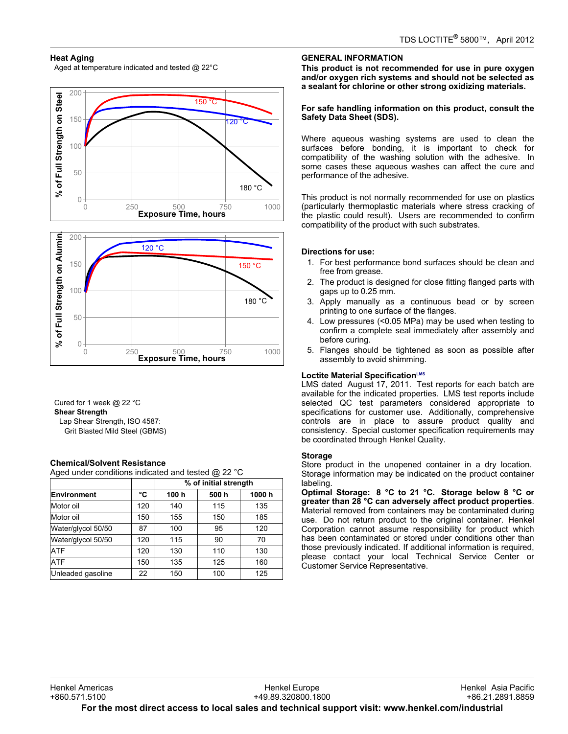### Heat Aging

Aged at temperature indicated and tested @ 22°C

Cured for 1 week @ 22 °C

**Shear Strength**

Lap Shear Strength, ISO 4587:

Grit Blasted Mild Steel (GBMS)

### Chemical/Solvent Resistance

Aged under conditions indicated and tested @ 22 °C

| Environment | °C | % of initial strength | | |
|---|---|---|---|---|
| | | 100 h | 500 h | 1000 h |
| Motor oil | 120 | 140 | 115 | 135 |
| Motor oil | 150 | 155 | 150 | 185 |
| Water/glycol 50/50 | 87 | 100 | 95 | 120 |
| Water/glycol 50/50 | 120 | 115 | 90 | 70 |
| ATF | 120 | 130 | 110 | 130 |
| ATF | 150 | 135 | 125 | 160 |
| Unleaded gasoline | 22 | 150 | 100 | 125 |

## GENERAL INFORMATION

**This product is not recommended for use in pure oxygen and/or oxygen rich systems and should not be selected as a sealant for chlorine or other strong oxidizing materials.**

**For safe handling information on this product, consult the Safety Data Sheet (SDS).**

Where aqueous washing systems are used to clean the surfaces before bonding, it is important to check for compatibility of the washing solution with the adhesive. In some cases these aqueous washes can affect the cure and performance of the adhesive.

This product is not normally recommended for use on plastics (particularly thermoplastic materials where stress cracking of the plastic could result). Users are recommended to confirm compatibility of the product with such substrates.

### Directions for use:

1. For best performance bond surfaces should be clean and free from grease.
2. The product is designed for close fitting flanged parts with gaps up to 0.25 mm.
3. Apply manually as a continuous bead or by screen printing to one surface of the flanges.
4. Low pressures (<0.05 MPa) may be used when testing to confirm a complete seal immediately after assembly and before curing.
5. Flanges should be tightened as soon as possible after assembly to avoid shimming.

### Loctite Material Specification[LMS]

LMS dated August 17, 2011. Test reports for each batch are available for the indicated properties. LMS test reports include selected QC test parameters considered appropriate to specifications for customer use. Additionally, comprehensive controls are in place to assure product quality and consistency. Special customer specification requirements may be coordinated through Henkel Quality.

### Storage

Store product in the unopened container in a dry location. Storage information may be indicated on the product container labeling.

**Optimal Storage: 8 °C to 21 °C. Storage below 8 °C or greater than 28 °C can adversely affect product properties**. Material removed from containers may be contaminated during use. Do not return product to the original container. Henkel Corporation cannot assume responsibility for product which has been contaminated or stored under conditions other than those previously indicated. If additional information is required, please contact your local Technical Service Center or Customer Service Representative.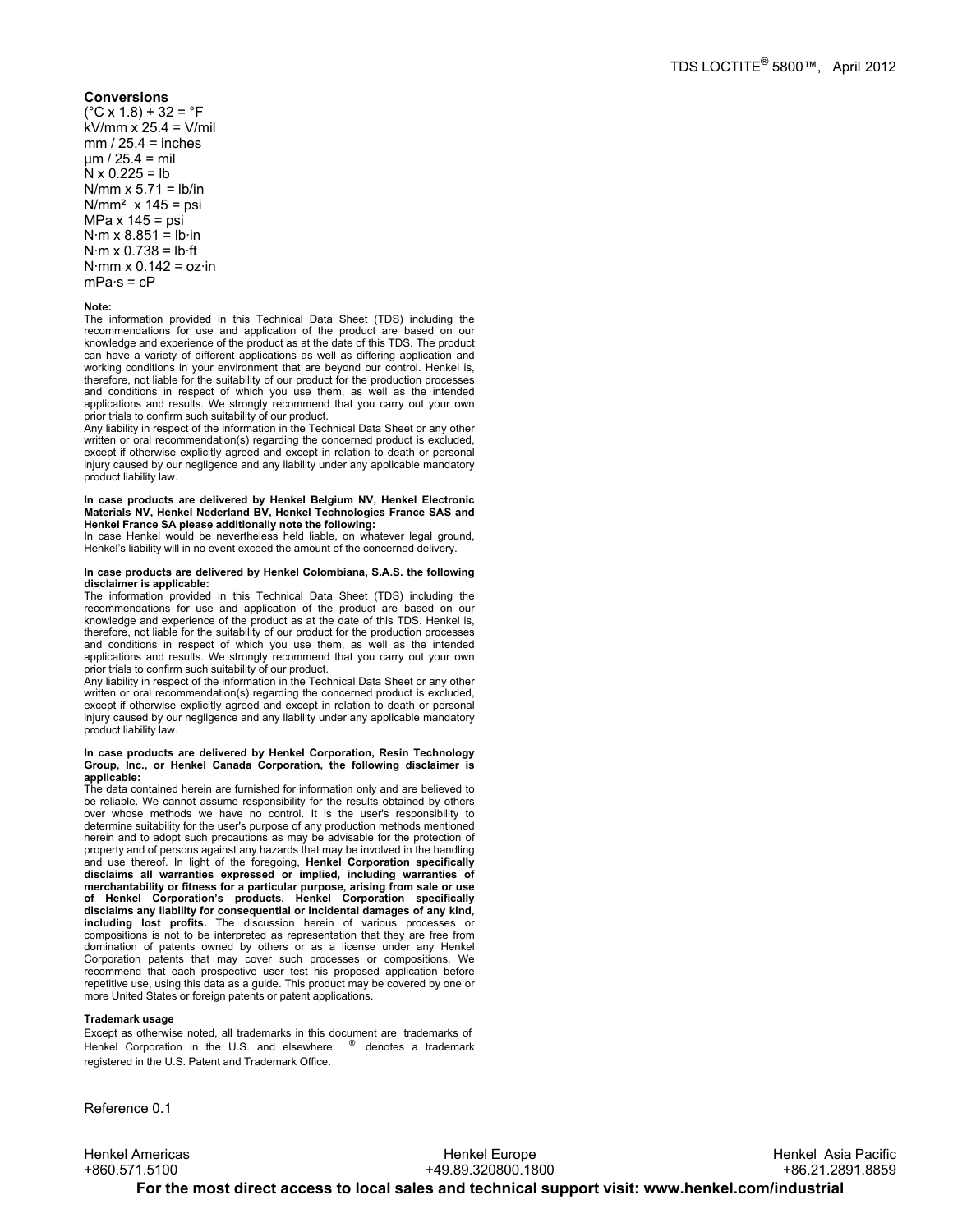## Conversions

(°C x 1.8) + 32 = °F
kV/mm x 25.4 = V/mil
mm / 25.4 = inches
µm / 25.4 = mil
N x 0.225 = lb
N/mm x 5.71 = lb/in
N/mm² x 145 = psi
MPa x 145 = psi
N·m x 8.851 = lb·in
N·m x 0.738 = lb·ft
N·mm x 0.142 = oz·in
mPa·s = cP

**Note:**
The information provided in this Technical Data Sheet (TDS) including the recommendations for use and application of the product are based on our knowledge and experience of the product as at the date of this TDS. The product can have a variety of different applications as well as differing application and working conditions in your environment that are beyond our control. Henkel is, therefore, not liable for the suitability of our product for the production processes and conditions in respect of which you use them, as well as the intended applications and results. We strongly recommend that you carry out your own prior trials to confirm such suitability of our product.
Any liability in respect of the information in the Technical Data Sheet or any other written or oral recommendation(s) regarding the concerned product is excluded, except if otherwise explicitly agreed and except in relation to death or personal injury caused by our negligence and any liability under any applicable mandatory product liability law.

**In case products are delivered by Henkel Belgium NV, Henkel Electronic Materials NV, Henkel Nederland BV, Henkel Technologies France SAS and Henkel France SA please additionally note the following:**
In case Henkel would be nevertheless held liable, on whatever legal ground, Henkel's liability will in no event exceed the amount of the concerned delivery.

**In case products are delivered by Henkel Colombiana, S.A.S. the following disclaimer is applicable:**
The information provided in this Technical Data Sheet (TDS) including the recommendations for use and application of the product are based on our knowledge and experience of the product as at the date of this TDS. Henkel is, therefore, not liable for the suitability of our product for the production processes and conditions in respect of which you use them, as well as the intended applications and results. We strongly recommend that you carry out your own prior trials to confirm such suitability of our product.
Any liability in respect of the information in the Technical Data Sheet or any other written or oral recommendation(s) regarding the concerned product is excluded, except if otherwise explicitly agreed and except in relation to death or personal injury caused by our negligence and any liability under any applicable mandatory product liability law.

**In case products are delivered by Henkel Corporation, Resin Technology Group, Inc., or Henkel Canada Corporation, the following disclaimer is applicable:**
The data contained herein are furnished for information only and are believed to be reliable. We cannot assume responsibility for the results obtained by others over whose methods we have no control. It is the user's responsibility to determine suitability for the user's purpose of any production methods mentioned herein and to adopt such precautions as may be advisable for the protection of property and of persons against any hazards that may be involved in the handling and use thereof. In light of the foregoing, **Henkel Corporation specifically disclaims all warranties expressed or implied, including warranties of merchantability or fitness for a particular purpose, arising from sale or use of Henkel Corporation's products. Henkel Corporation specifically disclaims any liability for consequential or incidental damages of any kind, including lost profits.** The discussion herein of various processes or compositions is not to be interpreted as representation that they are free from domination of patents owned by others or as a license under any Henkel Corporation patents that may cover such processes or compositions. We recommend that each prospective user test his proposed application before repetitive use, using this data as a guide. This product may be covered by one or more United States or foreign patents or patent applications.

**Trademark usage**
Except as otherwise noted, all trademarks in this document are trademarks of Henkel Corporation in the U.S. and elsewhere. ® denotes a trademark registered in the U.S. Patent and Trademark Office.

Reference 0.1

Henkel Americas
+860.571.5100

Henkel Europe
+49.89.320800.1800

Henkel Asia Pacific
+86.21.2891.8859

**For the most direct access to local sales and technical support visit: www.henkel.com/industrial**